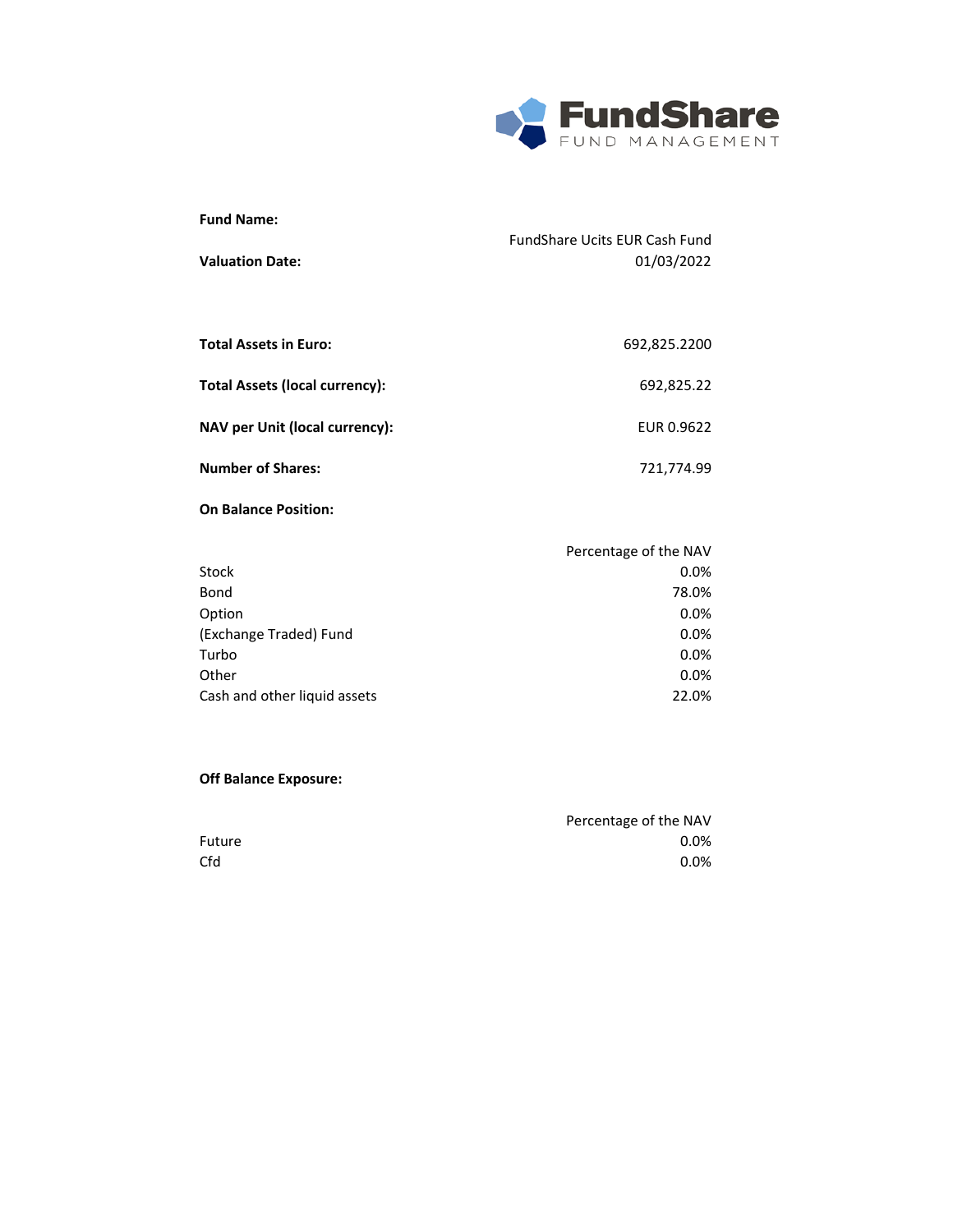FundShare
FUND MANAGEMENT

| | |
|---|---|
| **Fund Name:** | FundShare Ucits EUR Cash Fund |
| **Valuation Date:** | 01/03/2022 |
| **Total Assets in Euro:** | 692,825.2200 |
| **Total Assets (local currency):** | 692,825.22 |
| **NAV per Unit (local currency):** | EUR 0.9622 |
| **Number of Shares:** | 721,774.99 |

**On Balance Position:**

| | Percentage of the NAV |
|---|---|
| Stock | 0.0% |
| Bond | 78.0% |
| Option | 0.0% |
| (Exchange Traded) Fund | 0.0% |
| Turbo | 0.0% |
| Other | 0.0% |
| Cash and other liquid assets | 22.0% |

**Off Balance Exposure:**

| | Percentage of the NAV |
|---|---|
| Future | 0.0% |
| Cfd | 0.0% |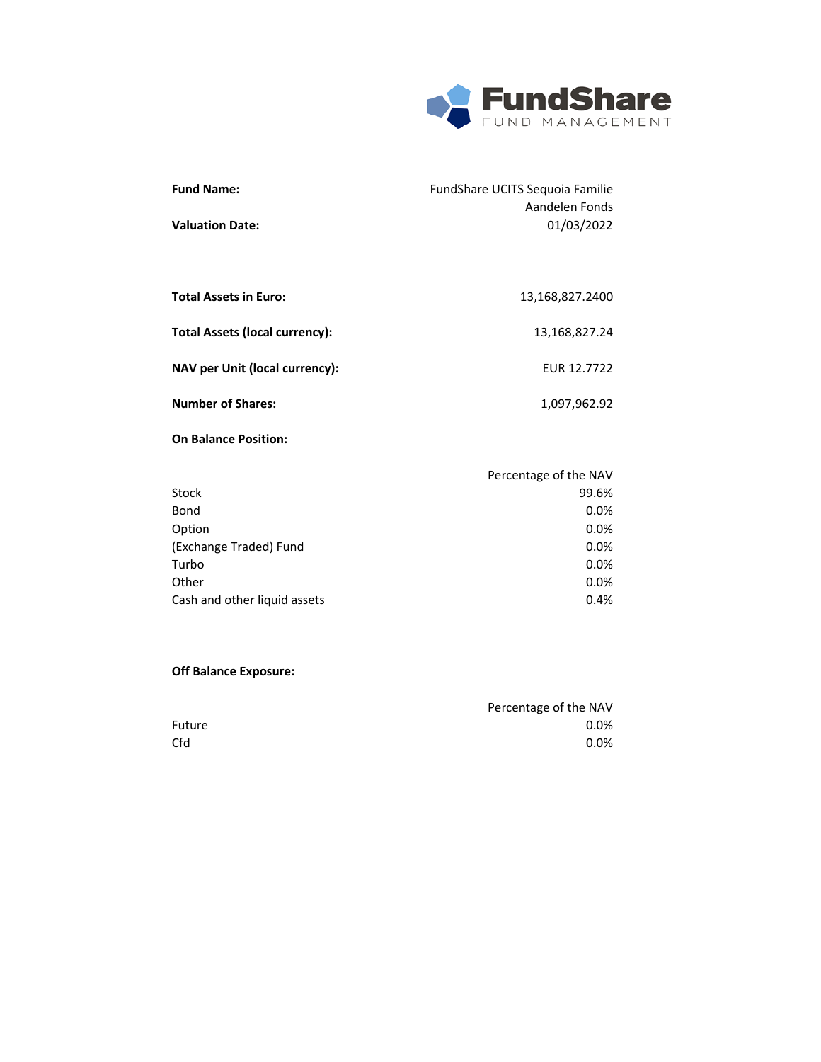FundShare FUND MANAGEMENT

| | |
|---|---|
| **Fund Name:** | FundShare UCITS Sequoia Familie Aandelen Fonds |
| **Valuation Date:** | 01/03/2022 |
| **Total Assets in Euro:** | 13,168,827.2400 |
| **Total Assets (local currency):** | 13,168,827.24 |
| **NAV per Unit (local currency):** | EUR 12.7722 |
| **Number of Shares:** | 1,097,962.92 |

**On Balance Position:**

| | Percentage of the NAV |
|---|---|
| Stock | 99.6% |
| Bond | 0.0% |
| Option | 0.0% |
| (Exchange Traded) Fund | 0.0% |
| Turbo | 0.0% |
| Other | 0.0% |
| Cash and other liquid assets | 0.4% |

**Off Balance Exposure:**

| | Percentage of the NAV |
|---|---|
| Future | 0.0% |
| Cfd | 0.0% |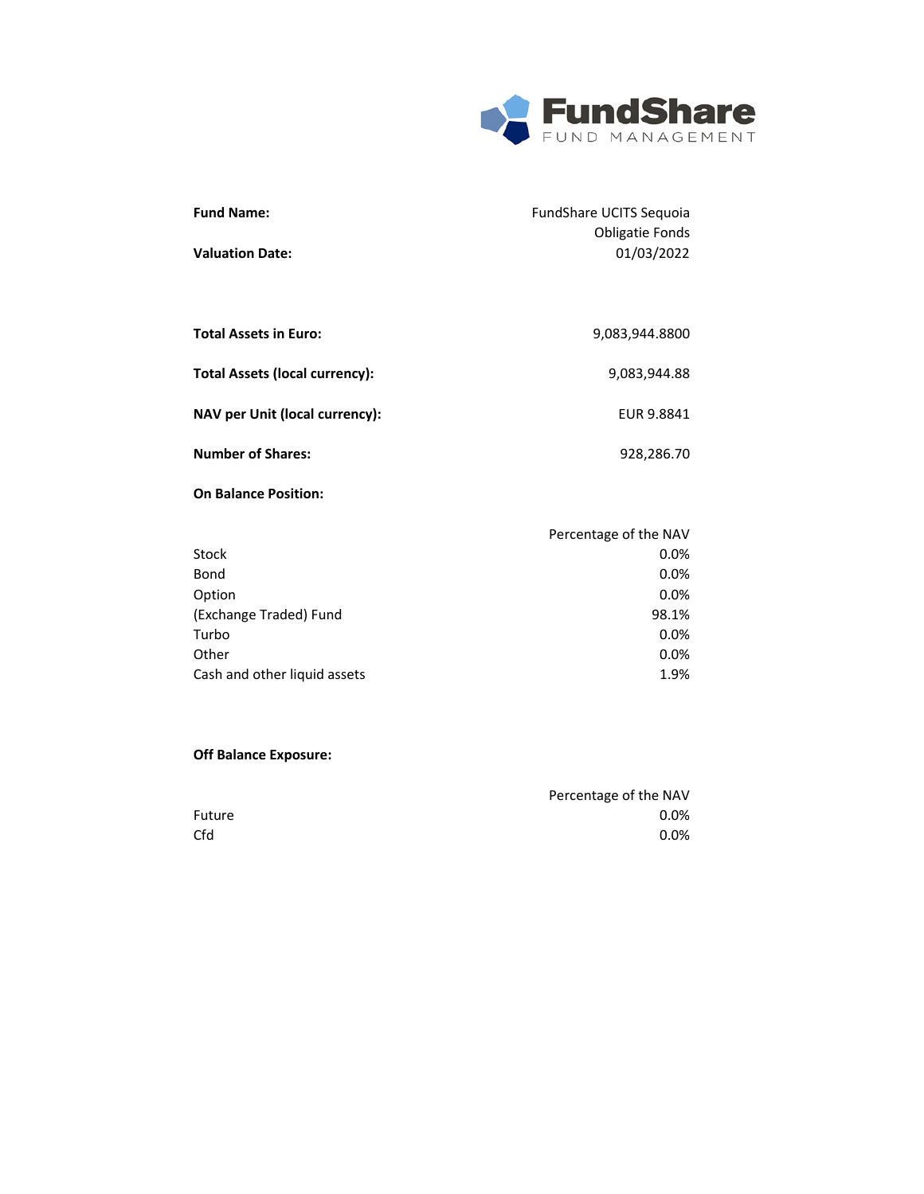FundShare FUND MANAGEMENT

| | |
|---|---|
| **Fund Name:** | FundShare UCITS Sequoia Obligatie Fonds |
| **Valuation Date:** | 01/03/2022 |
| **Total Assets in Euro:** | 9,083,944.8800 |
| **Total Assets (local currency):** | 9,083,944.88 |
| **NAV per Unit (local currency):** | EUR 9.8841 |
| **Number of Shares:** | 928,286.70 |

**On Balance Position:**

| | Percentage of the NAV |
|---|---|
| Stock | 0.0% |
| Bond | 0.0% |
| Option | 0.0% |
| (Exchange Traded) Fund | 98.1% |
| Turbo | 0.0% |
| Other | 0.0% |
| Cash and other liquid assets | 1.9% |

**Off Balance Exposure:**

| | Percentage of the NAV |
|---|---|
| Future | 0.0% |
| Cfd | 0.0% |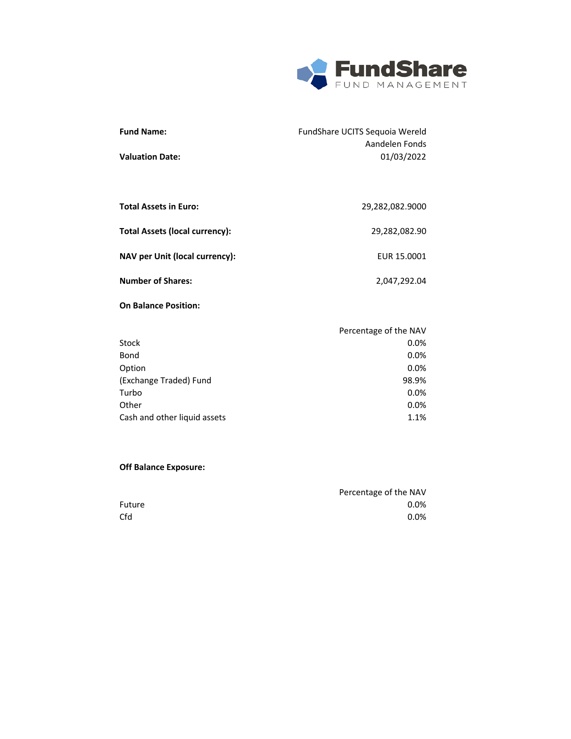| | |
|---|---|
| **Fund Name:** | FundShare UCITS Sequoia Wereld Aandelen Fonds |
| **Valuation Date:** | 01/03/2022 |

| | |
|---|---|
| **Total Assets in Euro:** | 29,282,082.9000 |
| **Total Assets (local currency):** | 29,282,082.90 |
| **NAV per Unit (local currency):** | EUR 15.0001 |
| **Number of Shares:** | 2,047,292.04 |

**On Balance Position:**

| | Percentage of the NAV |
|---|---|
| Stock | 0.0% |
| Bond | 0.0% |
| Option | 0.0% |
| (Exchange Traded) Fund | 98.9% |
| Turbo | 0.0% |
| Other | 0.0% |
| Cash and other liquid assets | 1.1% |

**Off Balance Exposure:**

| | Percentage of the NAV |
|---|---|
| Future | 0.0% |
| Cfd | 0.0% |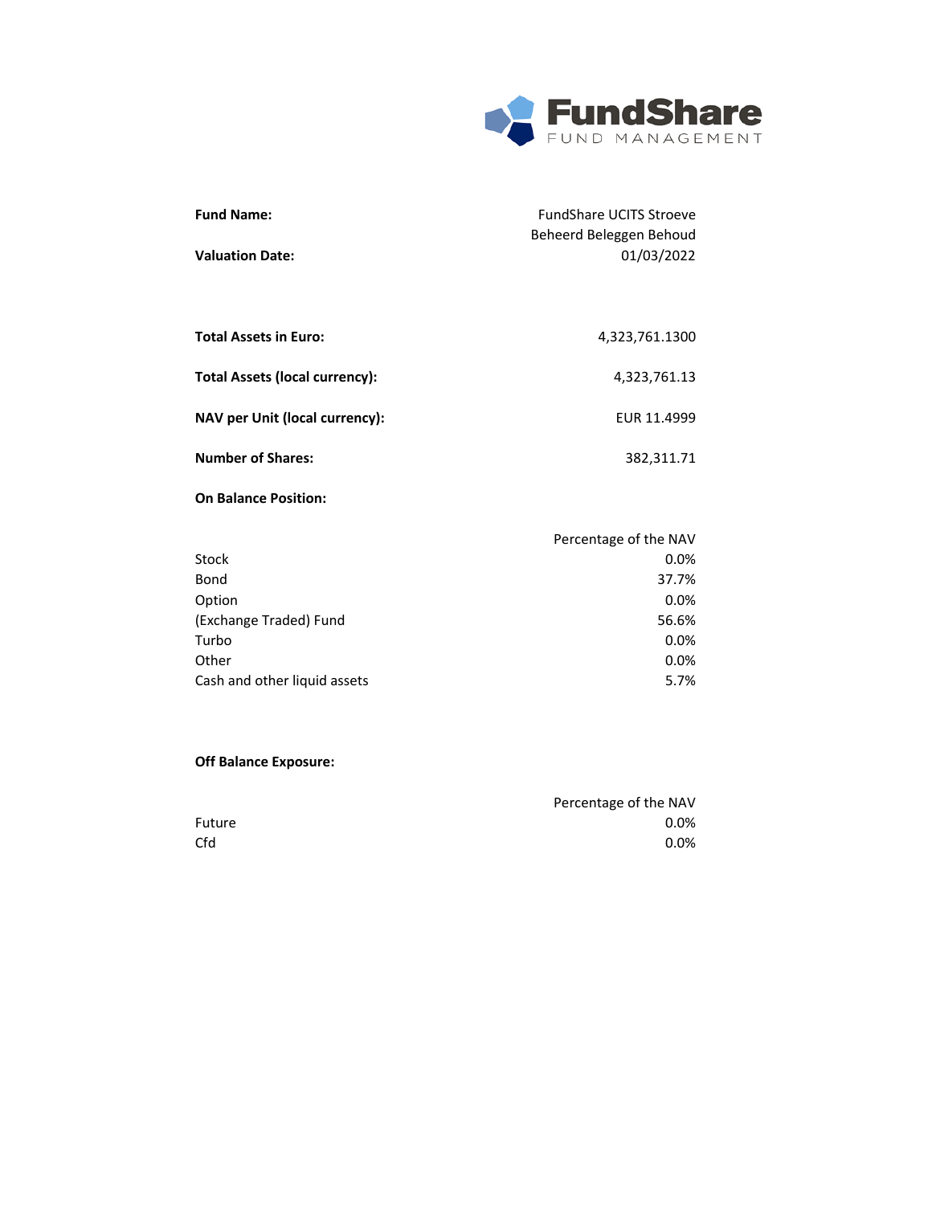**Fund Name:** FundShare UCITS Stroeve Beheerd Beleggen Behoud

**Valuation Date:** 01/03/2022

**Total Assets in Euro:** 4,323,761.1300

**Total Assets (local currency):** 4,323,761.13

**NAV per Unit (local currency):** EUR 11.4999

**Number of Shares:** 382,311.71

**On Balance Position:**

| | Percentage of the NAV |
|---|---|
| Stock | 0.0% |
| Bond | 37.7% |
| Option | 0.0% |
| (Exchange Traded) Fund | 56.6% |
| Turbo | 0.0% |
| Other | 0.0% |
| Cash and other liquid assets | 5.7% |

**Off Balance Exposure:**

| | Percentage of the NAV |
|---|---|
| Future | 0.0% |
| Cfd | 0.0% |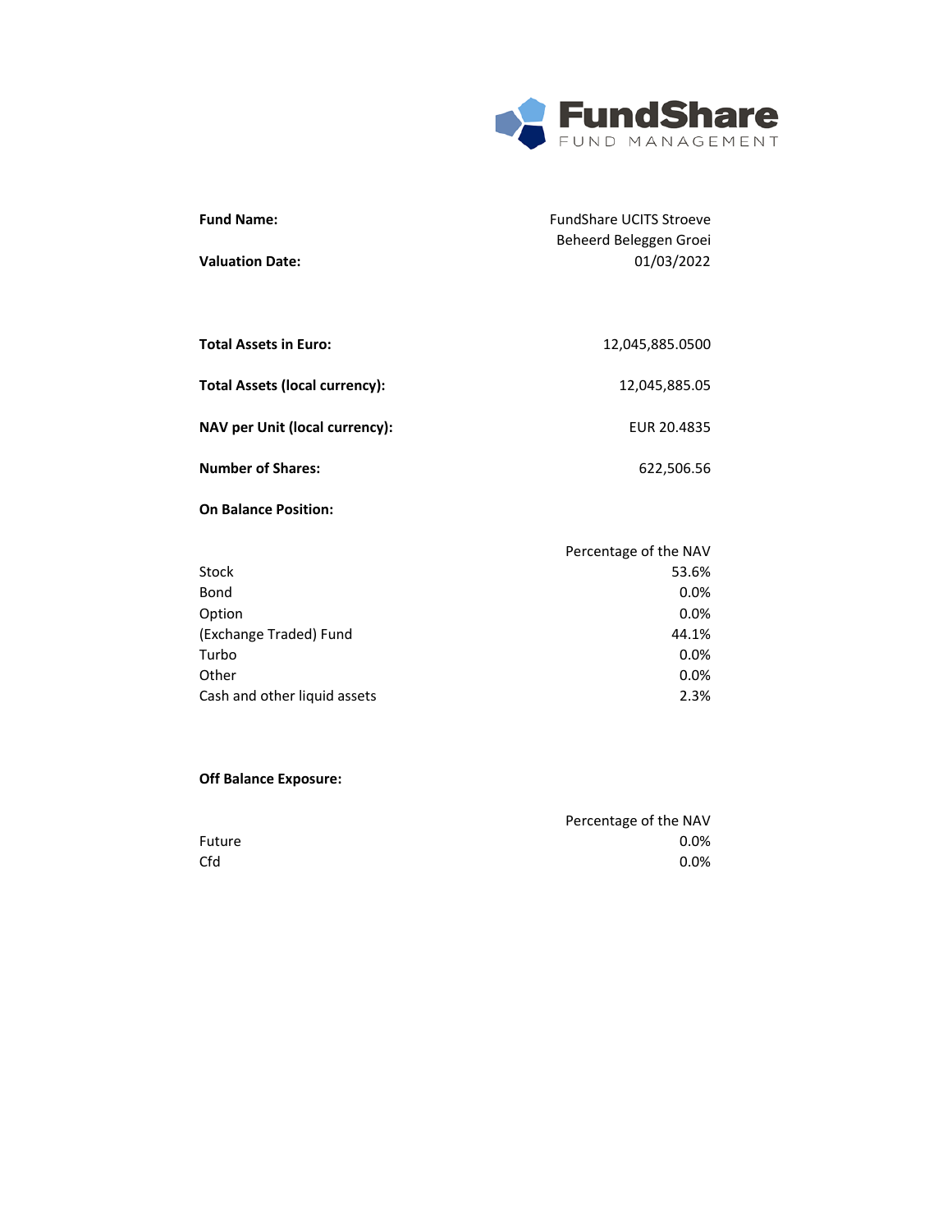FundShare FUND MANAGEMENT

| | |
|---|---|
| **Fund Name:** | FundShare UCITS Stroeve Beheerd Beleggen Groei |
| **Valuation Date:** | 01/03/2022 |
| **Total Assets in Euro:** | 12,045,885.0500 |
| **Total Assets (local currency):** | 12,045,885.05 |
| **NAV per Unit (local currency):** | EUR 20.4835 |
| **Number of Shares:** | 622,506.56 |

**On Balance Position:**

| | Percentage of the NAV |
|---|---|
| Stock | 53.6% |
| Bond | 0.0% |
| Option | 0.0% |
| (Exchange Traded) Fund | 44.1% |
| Turbo | 0.0% |
| Other | 0.0% |
| Cash and other liquid assets | 2.3% |

**Off Balance Exposure:**

| | Percentage of the NAV |
|---|---|
| Future | 0.0% |
| Cfd | 0.0% |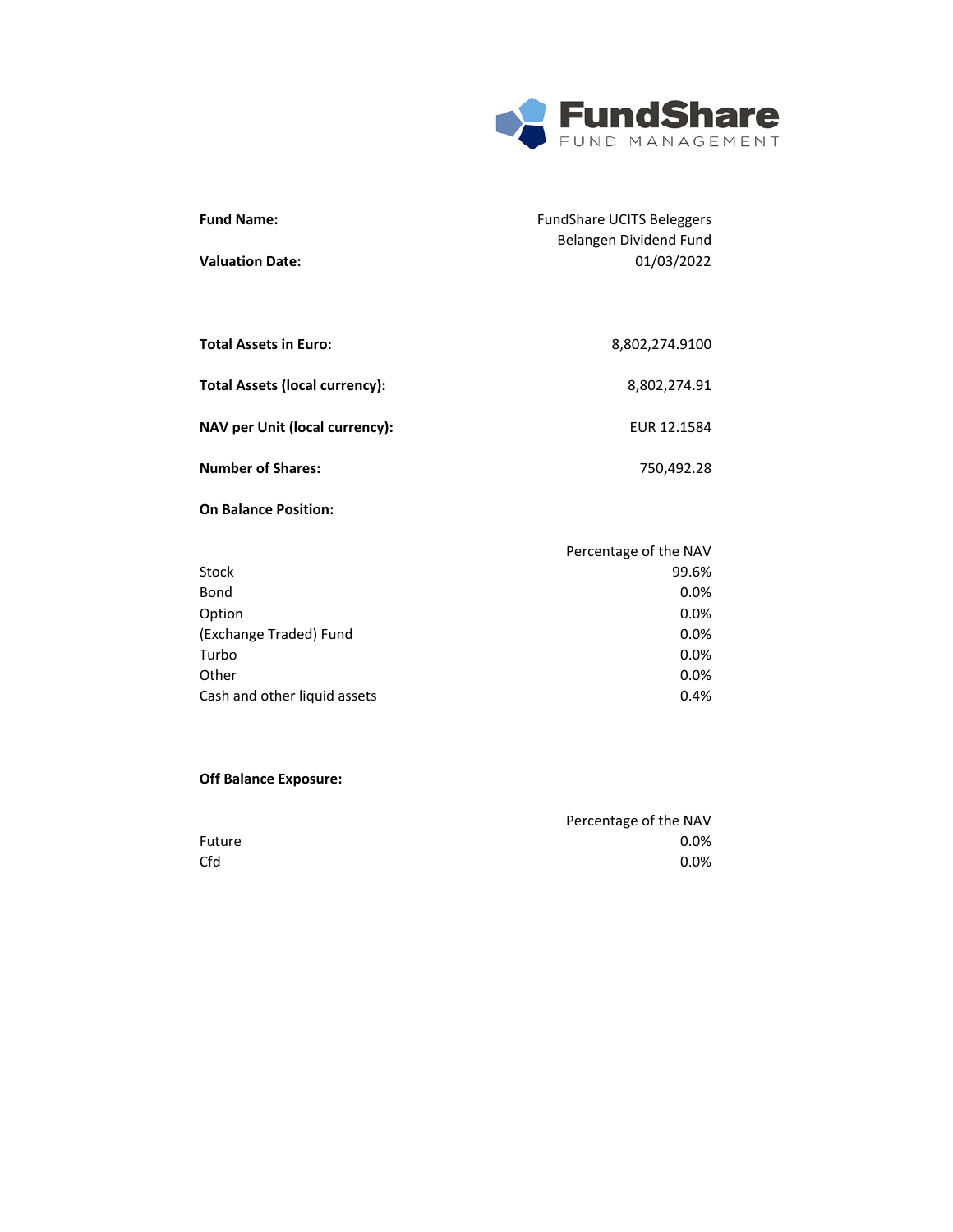FundShare FUND MANAGEMENT

| | |
|---|---|
| **Fund Name:** | FundShare UCITS Beleggers Belangen Dividend Fund |
| **Valuation Date:** | 01/03/2022 |
| **Total Assets in Euro:** | 8,802,274.9100 |
| **Total Assets (local currency):** | 8,802,274.91 |
| **NAV per Unit (local currency):** | EUR 12.1584 |
| **Number of Shares:** | 750,492.28 |

**On Balance Position:**

| | Percentage of the NAV |
|---|---|
| Stock | 99.6% |
| Bond | 0.0% |
| Option | 0.0% |
| (Exchange Traded) Fund | 0.0% |
| Turbo | 0.0% |
| Other | 0.0% |
| Cash and other liquid assets | 0.4% |

**Off Balance Exposure:**

| | Percentage of the NAV |
|---|---|
| Future | 0.0% |
| Cfd | 0.0% |